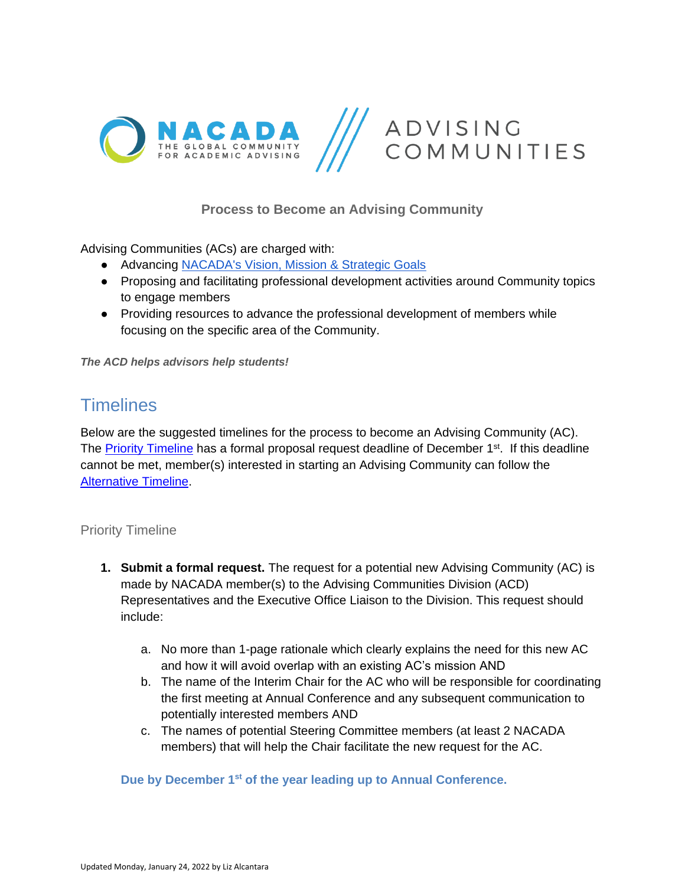# Process to Become an Advising Community

Advising Communities (ACs) are charged with:

- Advancing NACADA's Vision, Mission & Strategic Goals
- Proposing and facilitating professional development activities around Community topics to engage members
- Providing resources to advance the professional development of members while focusing on the specific area of the Community.

***The ACD helps advisors help students!***

## Timelines

Below are the suggested timelines for the process to become an Advising Community (AC). The Priority Timeline has a formal proposal request deadline of December 1st. If this deadline cannot be met, member(s) interested in starting an Advising Community can follow the Alternative Timeline.

### Priority Timeline

1. **Submit a formal request.** The request for a potential new Advising Community (AC) is made by NACADA member(s) to the Advising Communities Division (ACD) Representatives and the Executive Office Liaison to the Division. This request should include:

   a. No more than 1-page rationale which clearly explains the need for this new AC and how it will avoid overlap with an existing AC's mission AND
   b. The name of the Interim Chair for the AC who will be responsible for coordinating the first meeting at Annual Conference and any subsequent communication to potentially interested members AND
   c. The names of potential Steering Committee members (at least 2 NACADA members) that will help the Chair facilitate the new request for the AC.

   **Due by December 1st of the year leading up to Annual Conference.**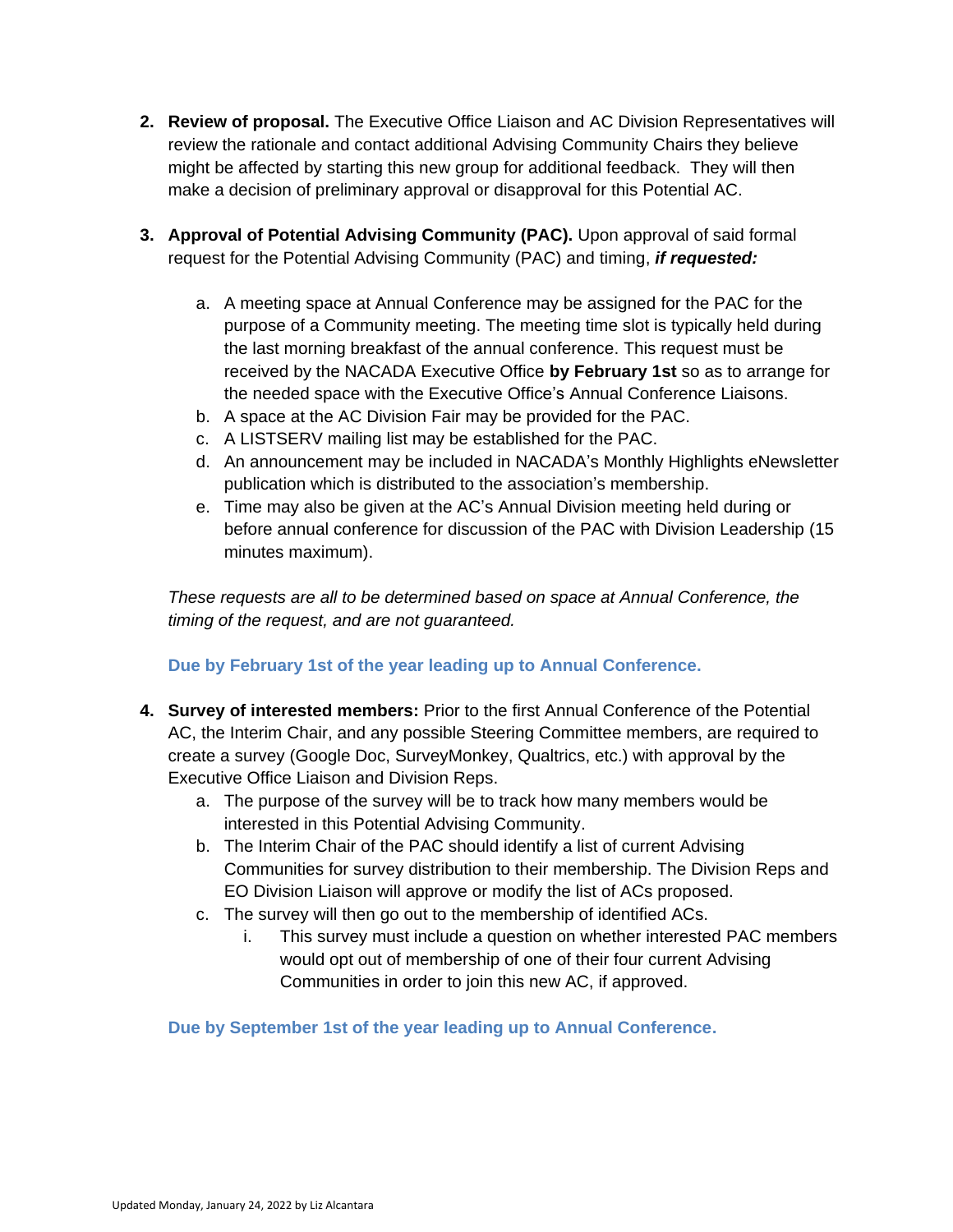2. **Review of proposal.** The Executive Office Liaison and AC Division Representatives will review the rationale and contact additional Advising Community Chairs they believe might be affected by starting this new group for additional feedback. They will then make a decision of preliminary approval or disapproval for this Potential AC.

3. **Approval of Potential Advising Community (PAC).** Upon approval of said formal request for the Potential Advising Community (PAC) and timing, ***if requested:***

    a. A meeting space at Annual Conference may be assigned for the PAC for the purpose of a Community meeting. The meeting time slot is typically held during the last morning breakfast of the annual conference. This request must be received by the NACADA Executive Office **by February 1st** so as to arrange for the needed space with the Executive Office's Annual Conference Liaisons.
    b. A space at the AC Division Fair may be provided for the PAC.
    c. A LISTSERV mailing list may be established for the PAC.
    d. An announcement may be included in NACADA's Monthly Highlights eNewsletter publication which is distributed to the association's membership.
    e. Time may also be given at the AC's Annual Division meeting held during or before annual conference for discussion of the PAC with Division Leadership (15 minutes maximum).

    *These requests are all to be determined based on space at Annual Conference, the timing of the request, and are not guaranteed.*

    **Due by February 1st of the year leading up to Annual Conference.**

4. **Survey of interested members:** Prior to the first Annual Conference of the Potential AC, the Interim Chair, and any possible Steering Committee members, are required to create a survey (Google Doc, SurveyMonkey, Qualtrics, etc.) with approval by the Executive Office Liaison and Division Reps.
    a. The purpose of the survey will be to track how many members would be interested in this Potential Advising Community.
    b. The Interim Chair of the PAC should identify a list of current Advising Communities for survey distribution to their membership. The Division Reps and EO Division Liaison will approve or modify the list of ACs proposed.
    c. The survey will then go out to the membership of identified ACs.
        i. This survey must include a question on whether interested PAC members would opt out of membership of one of their four current Advising Communities in order to join this new AC, if approved.

    **Due by September 1st of the year leading up to Annual Conference.**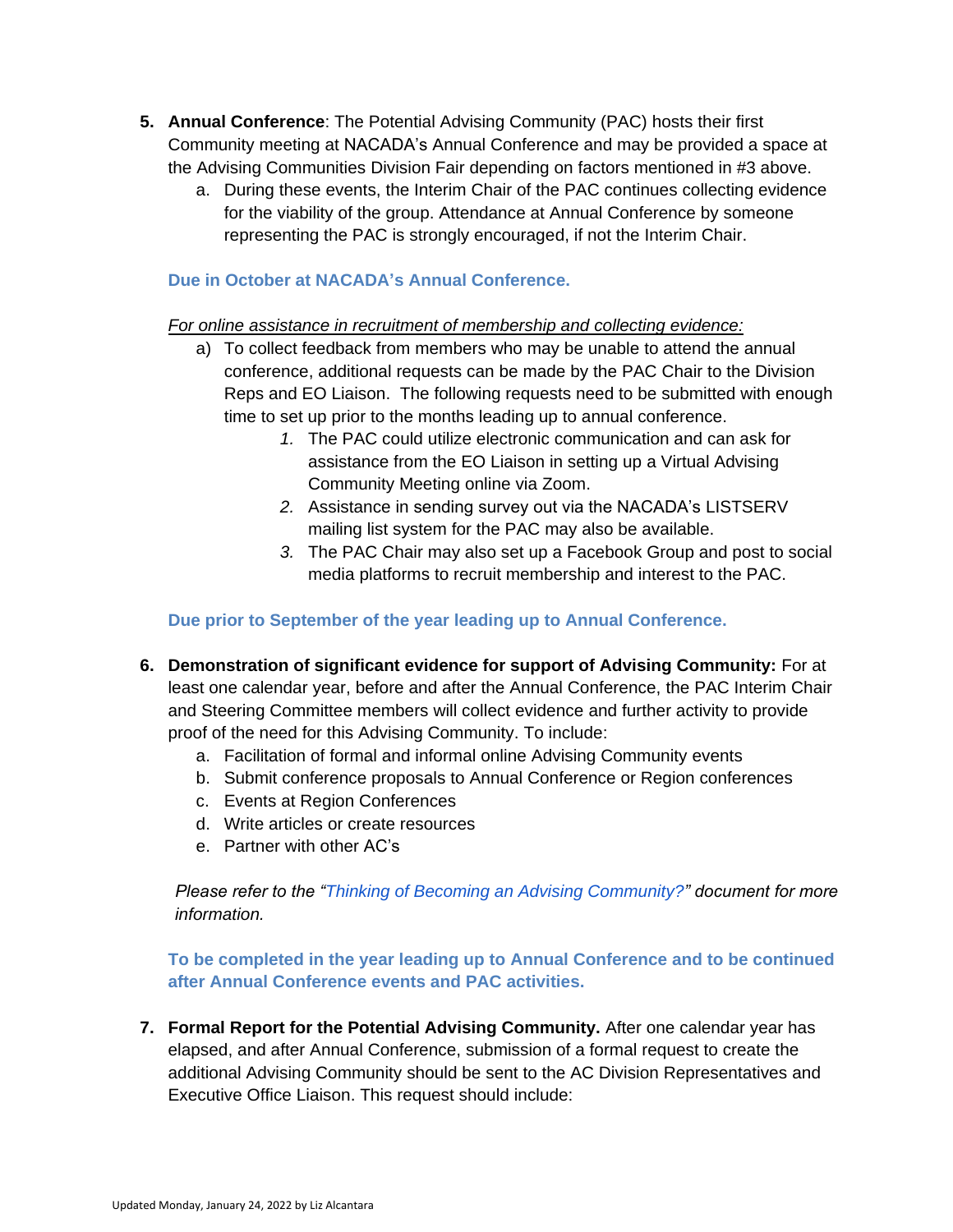5. **Annual Conference**: The Potential Advising Community (PAC) hosts their first Community meeting at NACADA's Annual Conference and may be provided a space at the Advising Communities Division Fair depending on factors mentioned in #3 above.
   a. During these events, the Interim Chair of the PAC continues collecting evidence for the viability of the group. Attendance at Annual Conference by someone representing the PAC is strongly encouraged, if not the Interim Chair.

   **Due in October at NACADA's Annual Conference.**

   *For online assistance in recruitment of membership and collecting evidence:*

   a) To collect feedback from members who may be unable to attend the annual conference, additional requests can be made by the PAC Chair to the Division Reps and EO Liaison. The following requests need to be submitted with enough time to set up prior to the months leading up to annual conference.
      1. The PAC could utilize electronic communication and can ask for assistance from the EO Liaison in setting up a Virtual Advising Community Meeting online via Zoom.
      2. Assistance in sending survey out via the NACADA's LISTSERV mailing list system for the PAC may also be available.
      3. The PAC Chair may also set up a Facebook Group and post to social media platforms to recruit membership and interest to the PAC.

   **Due prior to September of the year leading up to Annual Conference.**

6. **Demonstration of significant evidence for support of Advising Community:** For at least one calendar year, before and after the Annual Conference, the PAC Interim Chair and Steering Committee members will collect evidence and further activity to provide proof of the need for this Advising Community. To include:
   a. Facilitation of formal and informal online Advising Community events
   b. Submit conference proposals to Annual Conference or Region conferences
   c. Events at Region Conferences
   d. Write articles or create resources
   e. Partner with other AC's

   *Please refer to the "Thinking of Becoming an Advising Community?" document for more information.*

   **To be completed in the year leading up to Annual Conference and to be continued after Annual Conference events and PAC activities.**

7. **Formal Report for the Potential Advising Community.** After one calendar year has elapsed, and after Annual Conference, submission of a formal request to create the additional Advising Community should be sent to the AC Division Representatives and Executive Office Liaison. This request should include: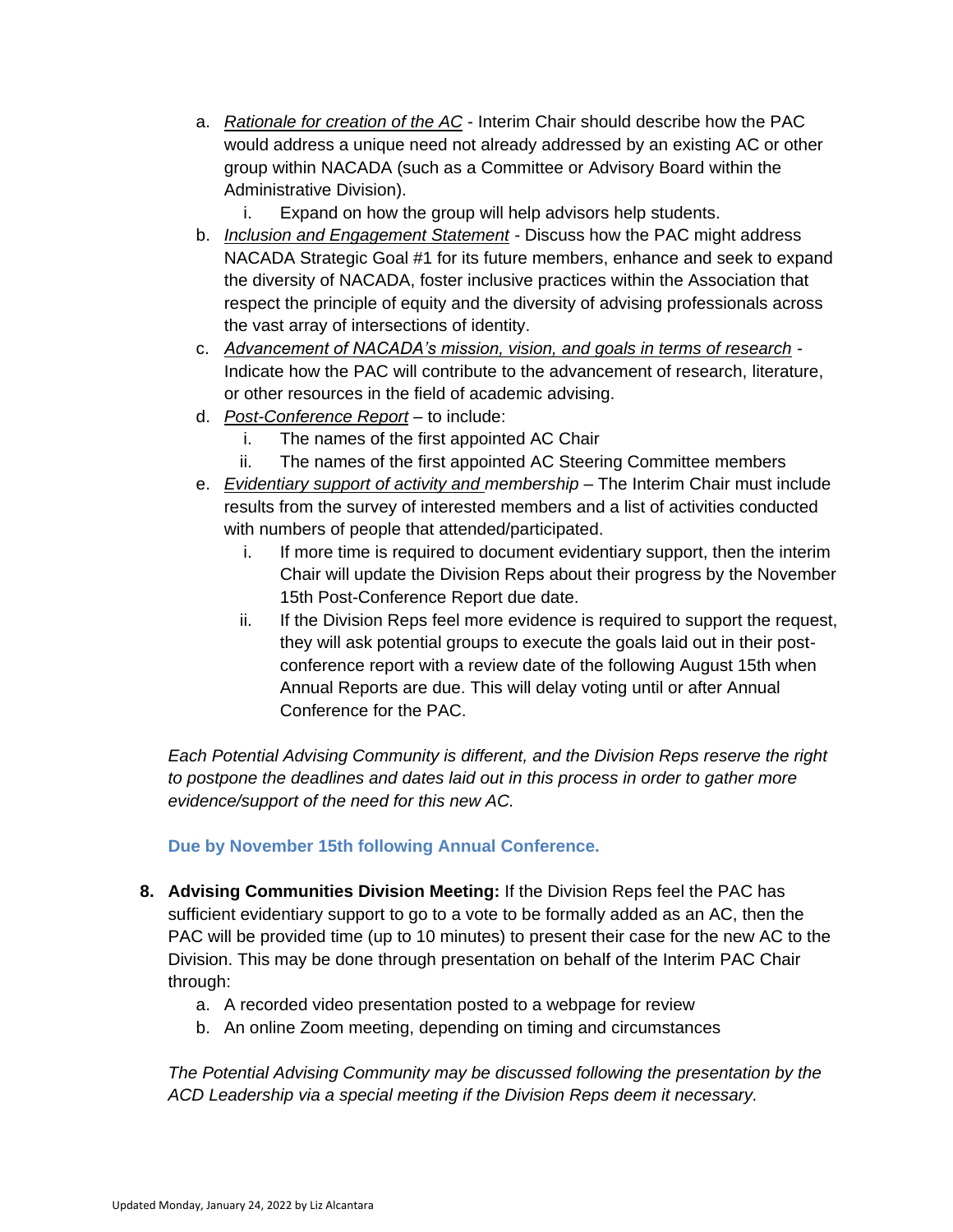a. *Rationale for creation of the AC* - Interim Chair should describe how the PAC would address a unique need not already addressed by an existing AC or other group within NACADA (such as a Committee or Advisory Board within the Administrative Division).
      i. Expand on how the group will help advisors help students.
   b. *Inclusion and Engagement Statement* - Discuss how the PAC might address NACADA Strategic Goal #1 for its future members, enhance and seek to expand the diversity of NACADA, foster inclusive practices within the Association that respect the principle of equity and the diversity of advising professionals across the vast array of intersections of identity.
   c. *Advancement of NACADA's mission, vision, and goals in terms of research* - Indicate how the PAC will contribute to the advancement of research, literature, or other resources in the field of academic advising.
   d. *Post-Conference Report* – to include:
      i. The names of the first appointed AC Chair
      ii. The names of the first appointed AC Steering Committee members
   e. *Evidentiary support of activity and membership* – The Interim Chair must include results from the survey of interested members and a list of activities conducted with numbers of people that attended/participated.
      i. If more time is required to document evidentiary support, then the interim Chair will update the Division Reps about their progress by the November 15th Post-Conference Report due date.
      ii. If the Division Reps feel more evidence is required to support the request, they will ask potential groups to execute the goals laid out in their post-conference report with a review date of the following August 15th when Annual Reports are due. This will delay voting until or after Annual Conference for the PAC.

   *Each Potential Advising Community is different, and the Division Reps reserve the right to postpone the deadlines and dates laid out in this process in order to gather more evidence/support of the need for this new AC.*

   **Due by November 15th following Annual Conference.**

8. **Advising Communities Division Meeting:** If the Division Reps feel the PAC has sufficient evidentiary support to go to a vote to be formally added as an AC, then the PAC will be provided time (up to 10 minutes) to present their case for the new AC to the Division. This may be done through presentation on behalf of the Interim PAC Chair through:
   a. A recorded video presentation posted to a webpage for review
   b. An online Zoom meeting, depending on timing and circumstances

   *The Potential Advising Community may be discussed following the presentation by the ACD Leadership via a special meeting if the Division Reps deem it necessary.*

Updated Monday, January 24, 2022 by Liz Alcantara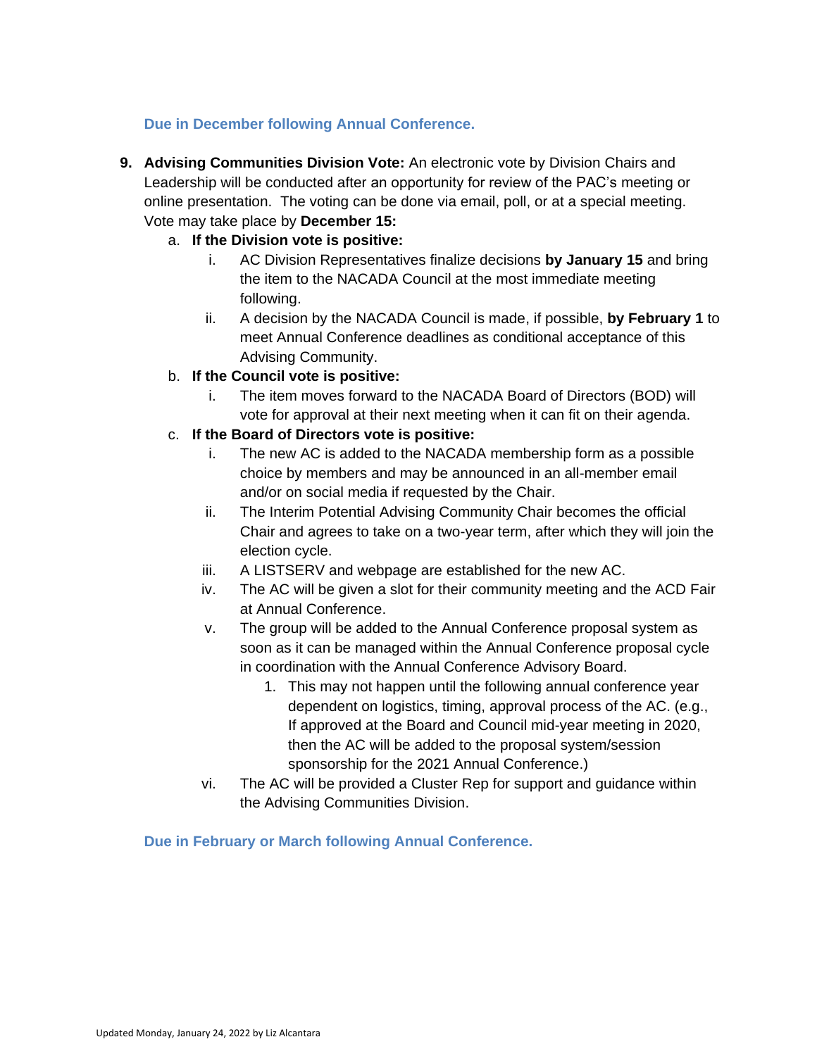**Due in December following Annual Conference.**

9. **Advising Communities Division Vote:** An electronic vote by Division Chairs and Leadership will be conducted after an opportunity for review of the PAC's meeting or online presentation. The voting can be done via email, poll, or at a special meeting. Vote may take place by **December 15:**
   a. **If the Division vote is positive:**
      i. AC Division Representatives finalize decisions **by January 15** and bring the item to the NACADA Council at the most immediate meeting following.
      ii. A decision by the NACADA Council is made, if possible, **by February 1** to meet Annual Conference deadlines as conditional acceptance of this Advising Community.
   b. **If the Council vote is positive:**
      i. The item moves forward to the NACADA Board of Directors (BOD) will vote for approval at their next meeting when it can fit on their agenda.
   c. **If the Board of Directors vote is positive:**
      i. The new AC is added to the NACADA membership form as a possible choice by members and may be announced in an all-member email and/or on social media if requested by the Chair.
      ii. The Interim Potential Advising Community Chair becomes the official Chair and agrees to take on a two-year term, after which they will join the election cycle.
      iii. A LISTSERV and webpage are established for the new AC.
      iv. The AC will be given a slot for their community meeting and the ACD Fair at Annual Conference.
      v. The group will be added to the Annual Conference proposal system as soon as it can be managed within the Annual Conference proposal cycle in coordination with the Annual Conference Advisory Board.
         1. This may not happen until the following annual conference year dependent on logistics, timing, approval process of the AC. (e.g., If approved at the Board and Council mid-year meeting in 2020, then the AC will be added to the proposal system/session sponsorship for the 2021 Annual Conference.)
      vi. The AC will be provided a Cluster Rep for support and guidance within the Advising Communities Division.

**Due in February or March following Annual Conference.**

Updated Monday, January 24, 2022 by Liz Alcantara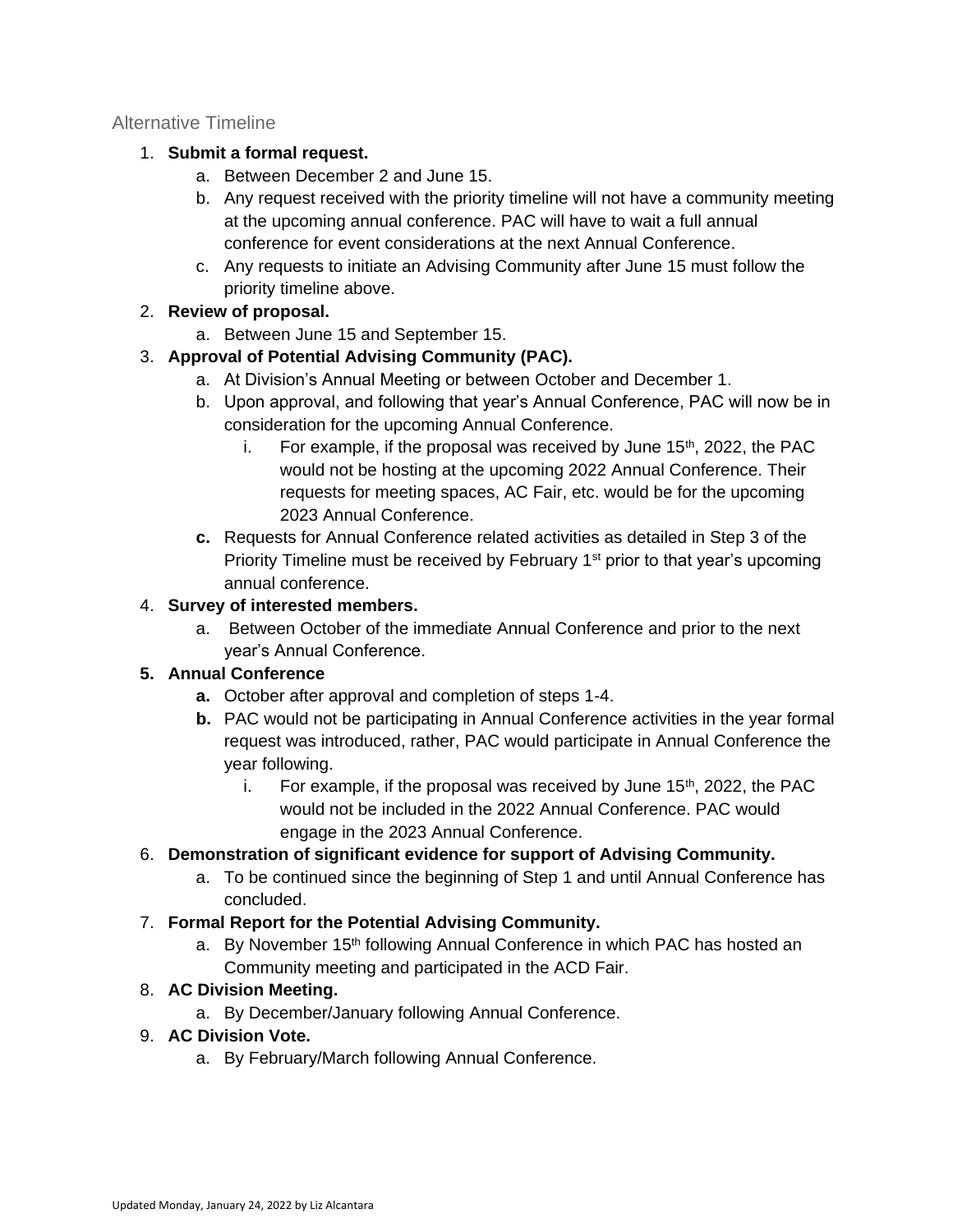## Alternative Timeline

1. **Submit a formal request.**
    a. Between December 2 and June 15.
    b. Any request received with the priority timeline will not have a community meeting at the upcoming annual conference. PAC will have to wait a full annual conference for event considerations at the next Annual Conference.
    c. Any requests to initiate an Advising Community after June 15 must follow the priority timeline above.
2. **Review of proposal.**
    a. Between June 15 and September 15.
3. **Approval of Potential Advising Community (PAC).**
    a. At Division's Annual Meeting or between October and December 1.
    b. Upon approval, and following that year's Annual Conference, PAC will now be in consideration for the upcoming Annual Conference.
        i. For example, if the proposal was received by June 15th, 2022, the PAC would not be hosting at the upcoming 2022 Annual Conference. Their requests for meeting spaces, AC Fair, etc. would be for the upcoming 2023 Annual Conference.
    **c.** Requests for Annual Conference related activities as detailed in Step 3 of the Priority Timeline must be received by February 1st prior to that year's upcoming annual conference.
4. **Survey of interested members.**
    a. Between October of the immediate Annual Conference and prior to the next year's Annual Conference.
5. **Annual Conference**
    **a.** October after approval and completion of steps 1-4.
    **b.** PAC would not be participating in Annual Conference activities in the year formal request was introduced, rather, PAC would participate in Annual Conference the year following.
        i. For example, if the proposal was received by June 15th, 2022, the PAC would not be included in the 2022 Annual Conference. PAC would engage in the 2023 Annual Conference.
6. **Demonstration of significant evidence for support of Advising Community.**
    a. To be continued since the beginning of Step 1 and until Annual Conference has concluded.
7. **Formal Report for the Potential Advising Community.**
    a. By November 15th following Annual Conference in which PAC has hosted an Community meeting and participated in the ACD Fair.
8. **AC Division Meeting.**
    a. By December/January following Annual Conference.
9. **AC Division Vote.**
    a. By February/March following Annual Conference.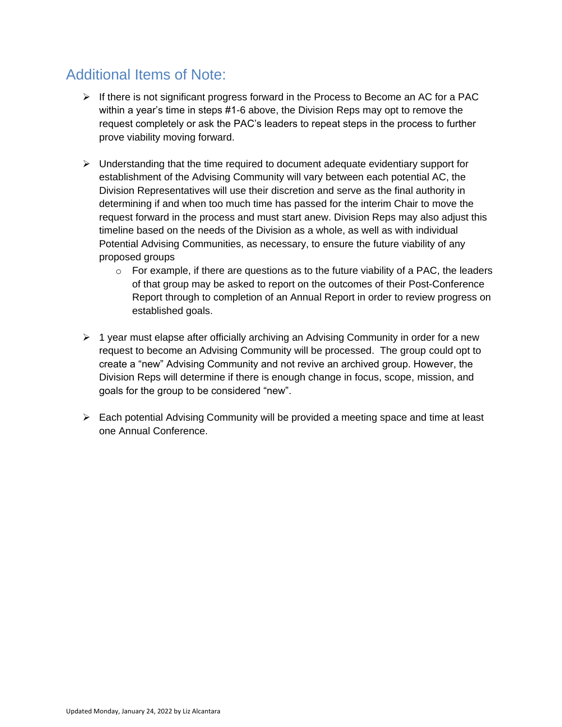## Additional Items of Note:

- If there is not significant progress forward in the Process to Become an AC for a PAC within a year's time in steps #1-6 above, the Division Reps may opt to remove the request completely or ask the PAC's leaders to repeat steps in the process to further prove viability moving forward.

- Understanding that the time required to document adequate evidentiary support for establishment of the Advising Community will vary between each potential AC, the Division Representatives will use their discretion and serve as the final authority in determining if and when too much time has passed for the interim Chair to move the request forward in the process and must start anew. Division Reps may also adjust this timeline based on the needs of the Division as a whole, as well as with individual Potential Advising Communities, as necessary, to ensure the future viability of any proposed groups
    - For example, if there are questions as to the future viability of a PAC, the leaders of that group may be asked to report on the outcomes of their Post-Conference Report through to completion of an Annual Report in order to review progress on established goals.

- 1 year must elapse after officially archiving an Advising Community in order for a new request to become an Advising Community will be processed. The group could opt to create a "new" Advising Community and not revive an archived group. However, the Division Reps will determine if there is enough change in focus, scope, mission, and goals for the group to be considered "new".

- Each potential Advising Community will be provided a meeting space and time at least one Annual Conference.

Updated Monday, January 24, 2022 by Liz Alcantara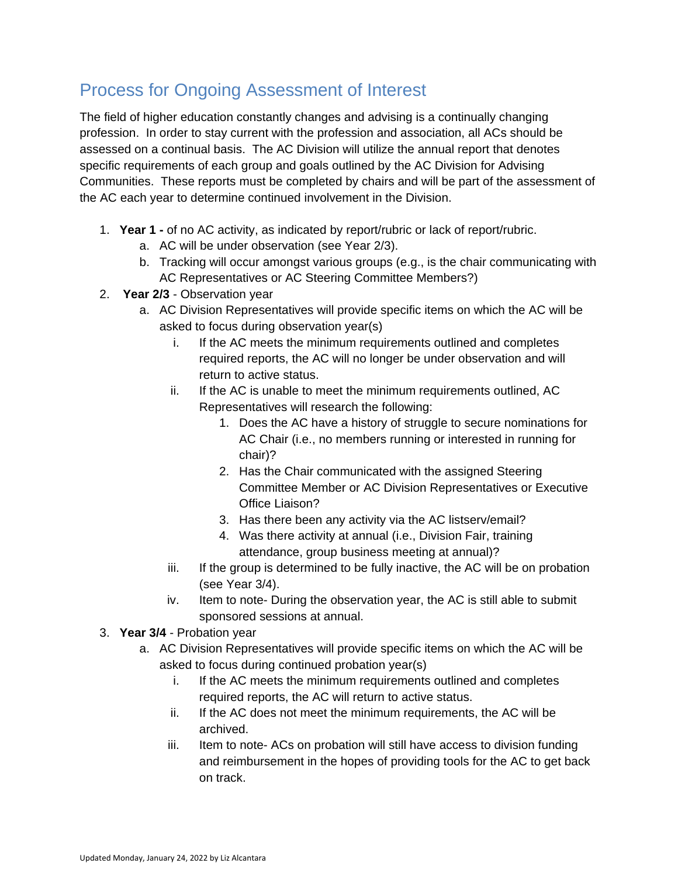## Process for Ongoing Assessment of Interest

The field of higher education constantly changes and advising is a continually changing profession. In order to stay current with the profession and association, all ACs should be assessed on a continual basis. The AC Division will utilize the annual report that denotes specific requirements of each group and goals outlined by the AC Division for Advising Communities. These reports must be completed by chairs and will be part of the assessment of the AC each year to determine continued involvement in the Division.

1. **Year 1 -** of no AC activity, as indicated by report/rubric or lack of report/rubric.
   a. AC will be under observation (see Year 2/3).
   b. Tracking will occur amongst various groups (e.g., is the chair communicating with AC Representatives or AC Steering Committee Members?)
2. **Year 2/3** - Observation year
   a. AC Division Representatives will provide specific items on which the AC will be asked to focus during observation year(s)
      i. If the AC meets the minimum requirements outlined and completes required reports, the AC will no longer be under observation and will return to active status.
      ii. If the AC is unable to meet the minimum requirements outlined, AC Representatives will research the following:
         1. Does the AC have a history of struggle to secure nominations for AC Chair (i.e., no members running or interested in running for chair)?
         2. Has the Chair communicated with the assigned Steering Committee Member or AC Division Representatives or Executive Office Liaison?
         3. Has there been any activity via the AC listserv/email?
         4. Was there activity at annual (i.e., Division Fair, training attendance, group business meeting at annual)?
      iii. If the group is determined to be fully inactive, the AC will be on probation (see Year 3/4).
      iv. Item to note- During the observation year, the AC is still able to submit sponsored sessions at annual.
3. **Year 3/4** - Probation year
   a. AC Division Representatives will provide specific items on which the AC will be asked to focus during continued probation year(s)
      i. If the AC meets the minimum requirements outlined and completes required reports, the AC will return to active status.
      ii. If the AC does not meet the minimum requirements, the AC will be archived.
      iii. Item to note- ACs on probation will still have access to division funding and reimbursement in the hopes of providing tools for the AC to get back on track.

Updated Monday, January 24, 2022 by Liz Alcantara